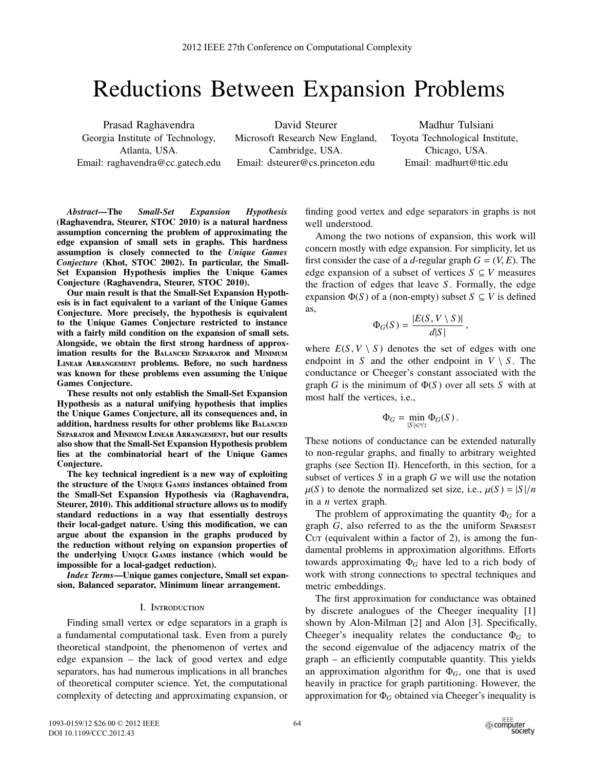# Reductions Between Expansion Problems

Prasad Raghavendra
Georgia Institute of Technology,
Atlanta, USA.
Email: raghavendra@cc.gatech.edu

David Steurer
Microsoft Research New England,
Cambridge, USA.
Email: dsteurer@cs.princeton.edu

Madhur Tulsiani
Toyota Technological Institute,
Chicago, USA.
Email: madhurt@ttic.edu

***Abstract*—The *Small-Set Expansion Hypothesis* (Raghavendra, Steurer, STOC 2010) is a natural hardness assumption concerning the problem of approximating the edge expansion of small sets in graphs. This hardness assumption is closely connected to the *Unique Games Conjecture* (Khot, STOC 2002). In particular, the Small-Set Expansion Hypothesis implies the Unique Games Conjecture (Raghavendra, Steurer, STOC 2010).**

**Our main result is that the Small-Set Expansion Hypothesis is in fact equivalent to a variant of the Unique Games Conjecture. More precisely, the hypothesis is equivalent to the Unique Games Conjecture restricted to instance with a fairly mild condition on the expansion of small sets. Alongside, we obtain the first strong hardness of approximation results for the Balanced Separator and Minimum Linear Arrangement problems. Before, no such hardness was known for these problems even assuming the Unique Games Conjecture.**

**These results not only establish the Small-Set Expansion Hypothesis as a natural unifying hypothesis that implies the Unique Games Conjecture, all its consequences and, in addition, hardness results for other problems like Balanced Separator and Minimum Linear Arrangement, but our results also show that the Small-Set Expansion Hypothesis problem lies at the combinatorial heart of the Unique Games Conjecture.**

**The key technical ingredient is a new way of exploiting the structure of the Unique Games instances obtained from the Small-Set Expansion Hypothesis via (Raghavendra, Steurer, 2010). This additional structure allows us to modify standard reductions in a way that essentially destroys their local-gadget nature. Using this modification, we can argue about the expansion in the graphs produced by the reduction without relying on expansion properties of the underlying Unique Games instance (which would be impossible for a local-gadget reduction).**

***Index Terms*—Unique games conjecture, Small set expansion, Balanced separator, Minimum linear arrangement.**

## I. Introduction

Finding small vertex or edge separators in a graph is a fundamental computational task. Even from a purely theoretical standpoint, the phenomenon of vertex and edge expansion – the lack of good vertex and edge separators, has had numerous implications in all branches of theoretical computer science. Yet, the computational complexity of detecting and approximating expansion, or finding good vertex and edge separators in graphs is not well understood.

Among the two notions of expansion, this work will concern mostly with edge expansion. For simplicity, let us first consider the case of a $d$-regular graph $G = (V, E)$. The edge expansion of a subset of vertices $S \subseteq V$ measures the fraction of edges that leave $S$. Formally, the edge expansion $\Phi(S)$ of a (non-empty) subset $S \subseteq V$ is defined as,

$$\Phi_G(S) = \frac{|E(S, V \setminus S)|}{d|S|},$$

where $E(S, V \setminus S)$ denotes the set of edges with one endpoint in $S$ and the other endpoint in $V \setminus S$. The conductance or Cheeger's constant associated with the graph $G$ is the minimum of $\Phi(S)$ over all sets $S$ with at most half the vertices, i.e.,

$$\Phi_G = \min_{|S| \leqslant n/2} \Phi_G(S).$$

These notions of conductance can be extended naturally to non-regular graphs, and finally to arbitrary weighted graphs (see Section II). Henceforth, in this section, for a subset of vertices $S$ in a graph $G$ we will use the notation $\mu(S)$ to denote the normalized set size, i.e., $\mu(S) = |S|/n$ in a $n$ vertex graph.

The problem of approximating the quantity $\Phi_G$ for a graph $G$, also referred to as the the uniform Sparsest Cut (equivalent within a factor of 2), is among the fundamental problems in approximation algorithms. Efforts towards approximating $\Phi_G$ have led to a rich body of work with strong connections to spectral techniques and metric embeddings.

The first approximation for conductance was obtained by discrete analogues of the Cheeger inequality [1] shown by Alon-Milman [2] and Alon [3]. Specifically, Cheeger's inequality relates the conductance $\Phi_G$ to the second eigenvalue of the adjacency matrix of the graph – an efficiently computable quantity. This yields an approximation algorithm for $\Phi_G$, one that is used heavily in practice for graph partitioning. However, the approximation for $\Phi_G$ obtained via Cheeger's inequality is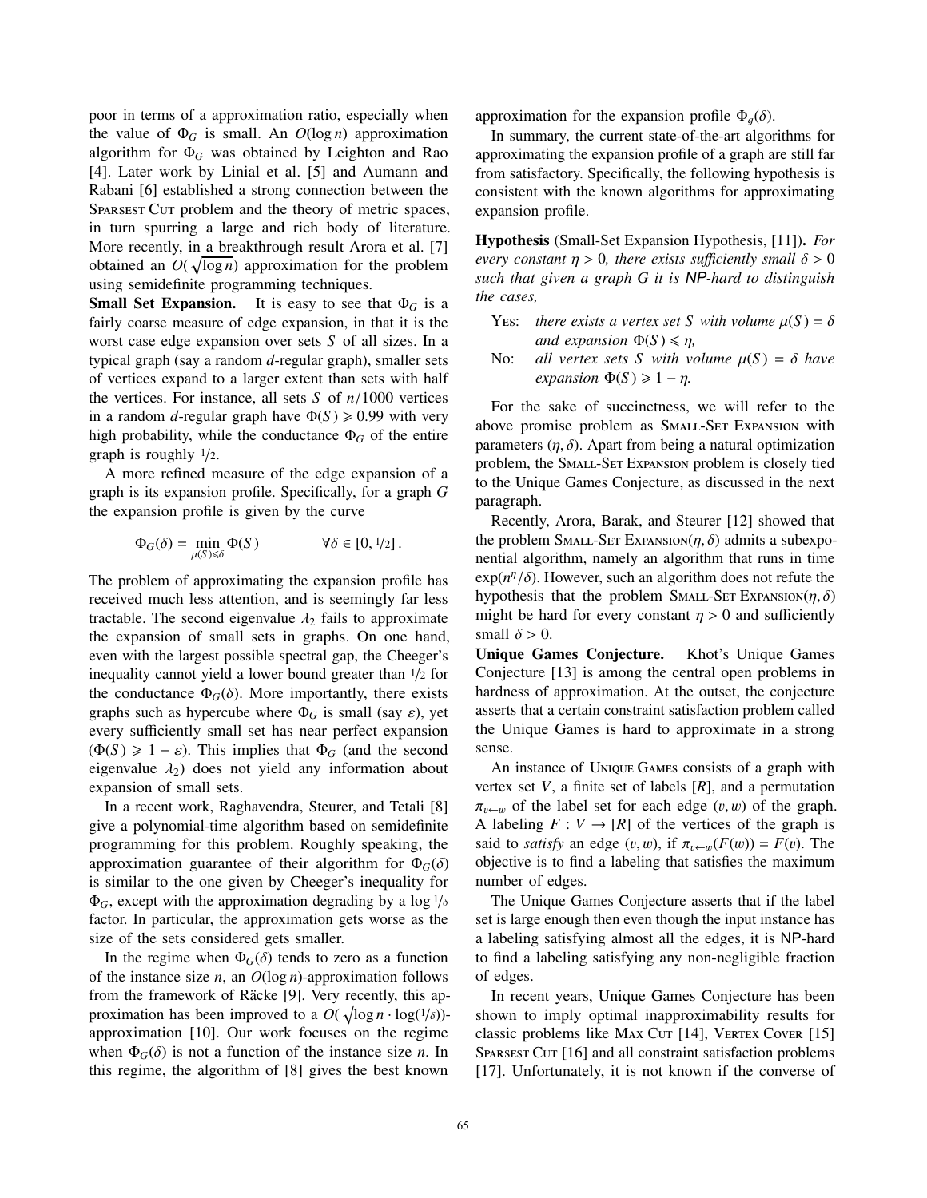poor in terms of a approximation ratio, especially when the value of $\Phi_G$ is small. An $O(\log n)$ approximation algorithm for $\Phi_G$ was obtained by Leighton and Rao [4]. Later work by Linial et al. [5] and Aumann and Rabani [6] established a strong connection between the Sparsest Cut problem and the theory of metric spaces, in turn spurring a large and rich body of literature. More recently, in a breakthrough result Arora et al. [7] obtained an $O(\sqrt{\log n})$ approximation for the problem using semidefinite programming techniques.

**Small Set Expansion.** It is easy to see that $\Phi_G$ is a fairly coarse measure of edge expansion, in that it is the worst case edge expansion over sets $S$ of all sizes. In a typical graph (say a random $d$-regular graph), smaller sets of vertices expand to a larger extent than sets with half the vertices. For instance, all sets $S$ of $n/1000$ vertices in a random $d$-regular graph have $\Phi(S) \geqslant 0.99$ with very high probability, while the conductance $\Phi_G$ of the entire graph is roughly $1/2$.

A more refined measure of the edge expansion of a graph is its expansion profile. Specifically, for a graph $G$ the expansion profile is given by the curve

$$\Phi_G(\delta) = \min_{\mu(S)\leqslant\delta} \Phi(S) \qquad \forall \delta \in [0, 1/2] .$$

The problem of approximating the expansion profile has received much less attention, and is seemingly far less tractable. The second eigenvalue $\lambda_2$ fails to approximate the expansion of small sets in graphs. On one hand, even with the largest possible spectral gap, the Cheeger's inequality cannot yield a lower bound greater than $1/2$ for the conductance $\Phi_G(\delta)$. More importantly, there exists graphs such as hypercube where $\Phi_G$ is small (say $\varepsilon$), yet every sufficiently small set has near perfect expansion ($\Phi(S) \geqslant 1 - \varepsilon$). This implies that $\Phi_G$ (and the second eigenvalue $\lambda_2$) does not yield any information about expansion of small sets.

In a recent work, Raghavendra, Steurer, and Tetali [8] give a polynomial-time algorithm based on semidefinite programming for this problem. Roughly speaking, the approximation guarantee of their algorithm for $\Phi_G(\delta)$ is similar to the one given by Cheeger's inequality for $\Phi_G$, except with the approximation degrading by a $\log 1/\delta$ factor. In particular, the approximation gets worse as the size of the sets considered gets smaller.

In the regime when $\Phi_G(\delta)$ tends to zero as a function of the instance size $n$, an $O(\log n)$-approximation follows from the framework of Räcke [9]. Very recently, this approximation has been improved to a $O(\sqrt{\log n \cdot \log(1/\delta)})$-approximation [10]. Our work focuses on the regime when $\Phi_G(\delta)$ is not a function of the instance size $n$. In this regime, the algorithm of [8] gives the best known approximation for the expansion profile $\Phi_g(\delta)$.

In summary, the current state-of-the-art algorithms for approximating the expansion profile of a graph are still far from satisfactory. Specifically, the following hypothesis is consistent with the known algorithms for approximating expansion profile.

**Hypothesis** (Small-Set Expansion Hypothesis, [11])**.** *For every constant $\eta > 0$, there exists sufficiently small $\delta > 0$ such that given a graph $G$ it is NP-hard to distinguish the cases,*

- Yes: *there exists a vertex set $S$ with volume $\mu(S) = \delta$ and expansion $\Phi(S) \leqslant \eta$,*
- No: *all vertex sets $S$ with volume $\mu(S) = \delta$ have expansion $\Phi(S) \geqslant 1 - \eta$.*

For the sake of succinctness, we will refer to the above promise problem as Small-Set Expansion with parameters $(\eta, \delta)$. Apart from being a natural optimization problem, the Small-Set Expansion problem is closely tied to the Unique Games Conjecture, as discussed in the next paragraph.

Recently, Arora, Barak, and Steurer [12] showed that the problem Small-Set Expansion$(\eta, \delta)$ admits a subexponential algorithm, namely an algorithm that runs in time $\exp(n^{\eta}/\delta)$. However, such an algorithm does not refute the hypothesis that the problem Small-Set Expansion$(\eta, \delta)$ might be hard for every constant $\eta > 0$ and sufficiently small $\delta > 0$.

**Unique Games Conjecture.** Khot's Unique Games Conjecture [13] is among the central open problems in hardness of approximation. At the outset, the conjecture asserts that a certain constraint satisfaction problem called the Unique Games is hard to approximate in a strong sense.

An instance of Unique Games consists of a graph with vertex set $V$, a finite set of labels $[R]$, and a permutation $\pi_{v\leftarrow w}$ of the label set for each edge $(v, w)$ of the graph. A labeling $F : V \to [R]$ of the vertices of the graph is said to *satisfy* an edge $(v, w)$, if $\pi_{v\leftarrow w}(F(w)) = F(v)$. The objective is to find a labeling that satisfies the maximum number of edges.

The Unique Games Conjecture asserts that if the label set is large enough then even though the input instance has a labeling satisfying almost all the edges, it is NP-hard to find a labeling satisfying any non-negligible fraction of edges.

In recent years, Unique Games Conjecture has been shown to imply optimal inapproximability results for classic problems like Max Cut [14], Vertex Cover [15] Sparsest Cut [16] and all constraint satisfaction problems [17]. Unfortunately, it is not known if the converse of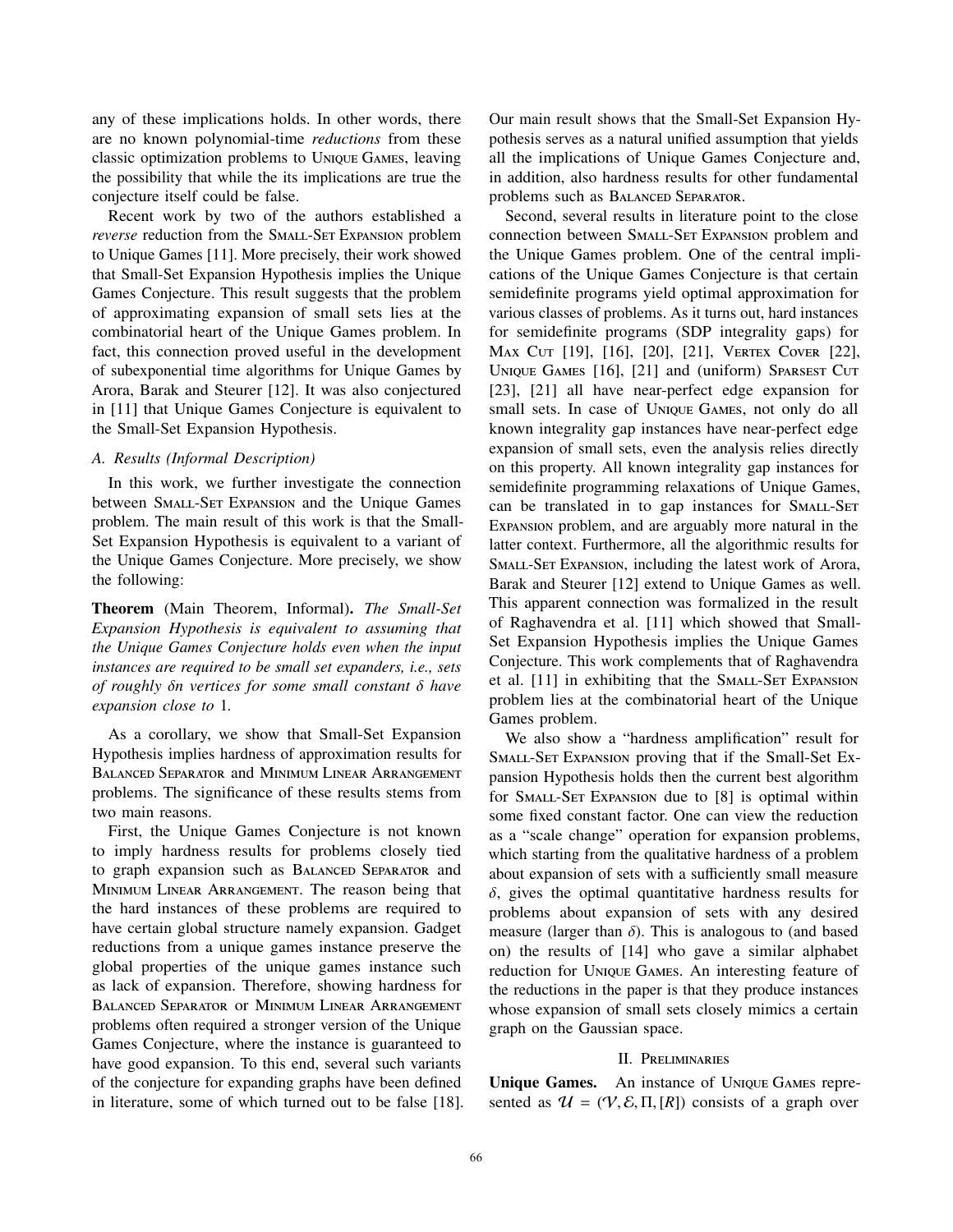any of these implications holds. In other words, there are no known polynomial-time *reductions* from these classic optimization problems to Unique Games, leaving the possibility that while the its implications are true the conjecture itself could be false.

Recent work by two of the authors established a *reverse* reduction from the Small-Set Expansion problem to Unique Games [11]. More precisely, their work showed that Small-Set Expansion Hypothesis implies the Unique Games Conjecture. This result suggests that the problem of approximating expansion of small sets lies at the combinatorial heart of the Unique Games problem. In fact, this connection proved useful in the development of subexponential time algorithms for Unique Games by Arora, Barak and Steurer [12]. It was also conjectured in [11] that Unique Games Conjecture is equivalent to the Small-Set Expansion Hypothesis.

### A. Results (Informal Description)

In this work, we further investigate the connection between Small-Set Expansion and the Unique Games problem. The main result of this work is that the Small-Set Expansion Hypothesis is equivalent to a variant of the Unique Games Conjecture. More precisely, we show the following:

**Theorem** (Main Theorem, Informal). *The Small-Set Expansion Hypothesis is equivalent to assuming that the Unique Games Conjecture holds even when the input instances are required to be small set expanders, i.e., sets of roughly $\delta n$ vertices for some small constant $\delta$ have expansion close to 1.*

As a corollary, we show that Small-Set Expansion Hypothesis implies hardness of approximation results for Balanced Separator and Minimum Linear Arrangement problems. The significance of these results stems from two main reasons.

First, the Unique Games Conjecture is not known to imply hardness results for problems closely tied to graph expansion such as Balanced Separator and Minimum Linear Arrangement. The reason being that the hard instances of these problems are required to have certain global structure namely expansion. Gadget reductions from a unique games instance preserve the global properties of the unique games instance such as lack of expansion. Therefore, showing hardness for Balanced Separator or Minimum Linear Arrangement problems often required a stronger version of the Unique Games Conjecture, where the instance is guaranteed to have good expansion. To this end, several such variants of the conjecture for expanding graphs have been defined in literature, some of which turned out to be false [18]. Our main result shows that the Small-Set Expansion Hypothesis serves as a natural unified assumption that yields all the implications of Unique Games Conjecture and, in addition, also hardness results for other fundamental problems such as Balanced Separator.

Second, several results in literature point to the close connection between Small-Set Expansion problem and the Unique Games problem. One of the central implications of the Unique Games Conjecture is that certain semidefinite programs yield optimal approximation for various classes of problems. As it turns out, hard instances for semidefinite programs (SDP integrality gaps) for Max Cut [19], [16], [20], [21], Vertex Cover [22], Unique Games [16], [21] and (uniform) Sparsest Cut [23], [21] all have near-perfect edge expansion for small sets. In case of Unique Games, not only do all known integrality gap instances have near-perfect edge expansion of small sets, even the analysis relies directly on this property. All known integrality gap instances for semidefinite programming relaxations of Unique Games, can be translated in to gap instances for Small-Set Expansion problem, and are arguably more natural in the latter context. Furthermore, all the algorithmic results for Small-Set Expansion, including the latest work of Arora, Barak and Steurer [12] extend to Unique Games as well. This apparent connection was formalized in the result of Raghavendra et al. [11] which showed that Small-Set Expansion Hypothesis implies the Unique Games Conjecture. This work complements that of Raghavendra et al. [11] in exhibiting that the Small-Set Expansion problem lies at the combinatorial heart of the Unique Games problem.

We also show a "hardness amplification" result for Small-Set Expansion proving that if the Small-Set Expansion Hypothesis holds then the current best algorithm for Small-Set Expansion due to [8] is optimal within some fixed constant factor. One can view the reduction as a "scale change" operation for expansion problems, which starting from the qualitative hardness of a problem about expansion of sets with a sufficiently small measure $\delta$, gives the optimal quantitative hardness results for problems about expansion of sets with any desired measure (larger than $\delta$). This is analogous to (and based on) the results of [14] who gave a similar alphabet reduction for Unique Games. An interesting feature of the reductions in the paper is that they produce instances whose expansion of small sets closely mimics a certain graph on the Gaussian space.

## II. Preliminaries

**Unique Games.** An instance of Unique Games represented as $\mathcal{U} = (\mathcal{V}, \mathcal{E}, \Pi, [R])$ consists of a graph over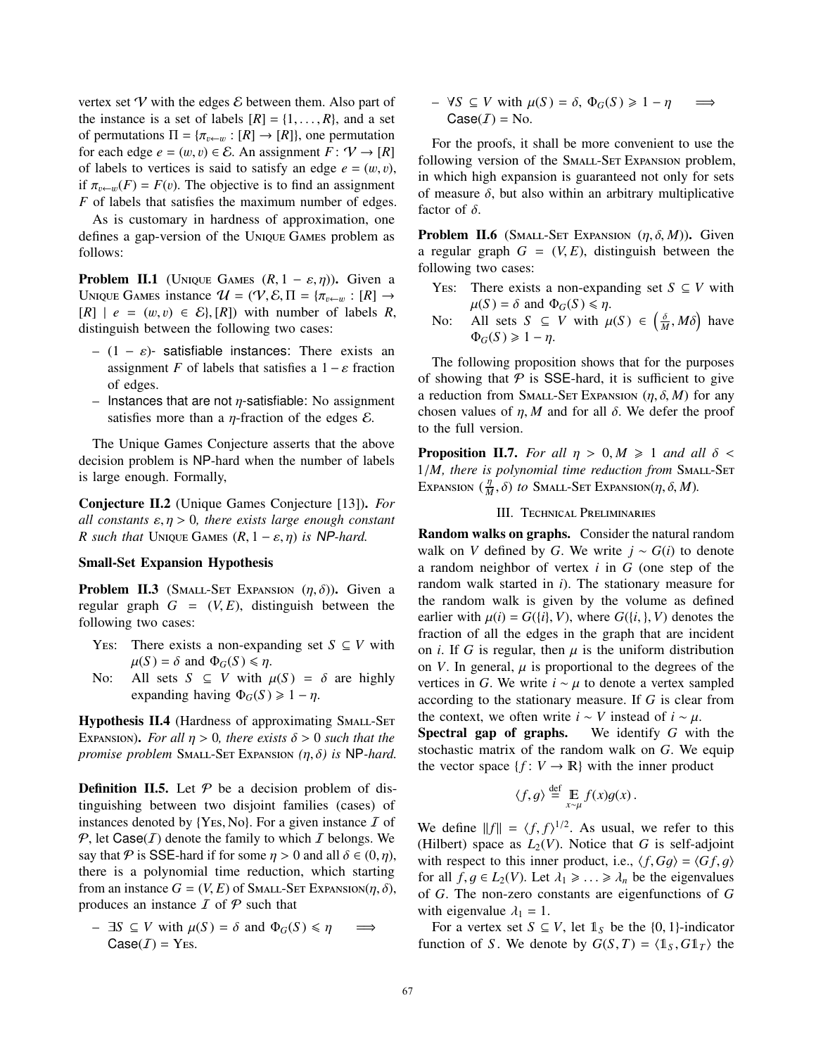vertex set $\mathcal{V}$ with the edges $\mathcal{E}$ between them. Also part of the instance is a set of labels $[R] = \{1, \dots, R\}$, and a set of permutations $\Pi = \{\pi_{v \leftarrow w} : [R] \to [R]\}$, one permutation for each edge $e = (w, v) \in \mathcal{E}$. An assignment $F : \mathcal{V} \to [R]$ of labels to vertices is said to satisfy an edge $e = (w, v)$, if $\pi_{v \leftarrow w}(F) = F(v)$. The objective is to find an assignment $F$ of labels that satisfies the maximum number of edges.

As is customary in hardness of approximation, one defines a gap-version of the Unique Games problem as follows:

**Problem II.1** (Unique Games $(R, 1-\varepsilon, \eta)$). Given a Unique Games instance $\mathcal{U} = (\mathcal{V}, \mathcal{E}, \Pi = \{\pi_{v \leftarrow w} : [R] \to [R] \mid e = (w, v) \in \mathcal{E}\}, [R])$ with number of labels $R$, distinguish between the following two cases:

- $(1-\varepsilon)$- satisfiable instances: There exists an assignment $F$ of labels that satisfies a $1 - \varepsilon$ fraction of edges.
- Instances that are not $\eta$-satisfiable: No assignment satisfies more than a $\eta$-fraction of the edges $\mathcal{E}$.

The Unique Games Conjecture asserts that the above decision problem is NP-hard when the number of labels is large enough. Formally,

**Conjecture II.2** (Unique Games Conjecture [13]). *For all constants $\varepsilon, \eta > 0$, there exists large enough constant $R$ such that* Unique Games $(R, 1-\varepsilon, \eta)$ *is NP-hard.*

**Small-Set Expansion Hypothesis**

**Problem II.3** (Small-Set Expansion $(\eta, \delta)$). Given a regular graph $G = (V, E)$, distinguish between the following two cases:

- Yes: There exists a non-expanding set $S \subseteq V$ with $\mu(S) = \delta$ and $\Phi_G(S) \leqslant \eta$.
- No: All sets $S \subseteq V$ with $\mu(S) = \delta$ are highly expanding having $\Phi_G(S) \geqslant 1 - \eta$.

**Hypothesis II.4** (Hardness of approximating Small-Set Expansion). *For all $\eta > 0$, there exists $\delta > 0$ such that the promise problem* Small-Set Expansion *$(\eta, \delta)$ is NP-hard.*

**Definition II.5.** Let $\mathcal{P}$ be a decision problem of distinguishing between two disjoint families (cases) of instances denoted by $\{\text{Yes}, \text{No}\}$. For a given instance $\mathcal{I}$ of $\mathcal{P}$, let $\mathsf{Case}(\mathcal{I})$ denote the family to which $\mathcal{I}$ belongs. We say that $\mathcal{P}$ is SSE-hard if for some $\eta > 0$ and all $\delta \in (0, \eta)$, there is a polynomial time reduction, which starting from an instance $G = (V, E)$ of Small-Set Expansion$(\eta, \delta)$, produces an instance $\mathcal{I}$ of $\mathcal{P}$ such that

- $\exists S \subseteq V$ with $\mu(S) = \delta$ and $\Phi_G(S) \leqslant \eta \implies \mathsf{Case}(\mathcal{I}) = \text{Yes}$.
- $\forall S \subseteq V$ with $\mu(S) = \delta$, $\Phi_G(S) \geqslant 1 - \eta \implies \mathsf{Case}(\mathcal{I}) = \text{No}$.

For the proofs, it shall be more convenient to use the following version of the Small-Set Expansion problem, in which high expansion is guaranteed not only for sets of measure $\delta$, but also within an arbitrary multiplicative factor of $\delta$.

**Problem II.6** (Small-Set Expansion $(\eta, \delta, M)$). Given a regular graph $G = (V, E)$, distinguish between the following two cases:

- Yes: There exists a non-expanding set $S \subseteq V$ with $\mu(S) = \delta$ and $\Phi_G(S) \leqslant \eta$.
- No: All sets $S \subseteq V$ with $\mu(S) \in \left(\frac{\delta}{M}, M\delta\right)$ have $\Phi_G(S) \geqslant 1 - \eta$.

The following proposition shows that for the purposes of showing that $\mathcal{P}$ is SSE-hard, it is sufficient to give a reduction from Small-Set Expansion $(\eta, \delta, M)$ for any chosen values of $\eta, M$ and for all $\delta$. We defer the proof to the full version.

**Proposition II.7.** *For all $\eta > 0, M \geqslant 1$ and all $\delta < 1/M$, there is polynomial time reduction from* Small-Set Expansion $(\frac{\eta}{M}, \delta)$ *to* Small-Set Expansion$(\eta, \delta, M)$.

## III. Technical Preliminaries

**Random walks on graphs.** Consider the natural random walk on $V$ defined by $G$. We write $j \sim G(i)$ to denote a random neighbor of vertex $i$ in $G$ (one step of the random walk started in $i$). The stationary measure for the random walk is given by the volume as defined earlier with $\mu(i) = G(\{i\}, V)$, where $G(\{i, \}, V)$ denotes the fraction of all the edges in the graph that are incident on $i$. If $G$ is regular, then $\mu$ is the uniform distribution on $V$. In general, $\mu$ is proportional to the degrees of the vertices in $G$. We write $i \sim \mu$ to denote a vertex sampled according to the stationary measure. If $G$ is clear from the context, we often write $i \sim V$ instead of $i \sim \mu$.

**Spectral gap of graphs.** We identify $G$ with the stochastic matrix of the random walk on $G$. We equip the vector space $\{f : V \to \mathbb{R}\}$ with the inner product

$$\langle f, g \rangle \stackrel{\text{def}}{=} \mathop{\mathbb{E}}_{x \sim \mu} f(x) g(x) .$$

We define $\|f\| = \langle f, f \rangle^{1/2}$. As usual, we refer to this (Hilbert) space as $L_2(V)$. Notice that $G$ is self-adjoint with respect to this inner product, i.e., $\langle f, Gg \rangle = \langle Gf, g \rangle$ for all $f, g \in L_2(V)$. Let $\lambda_1 \geqslant \ldots \geqslant \lambda_n$ be the eigenvalues of $G$. The non-zero constants are eigenfunctions of $G$ with eigenvalue $\lambda_1 = 1$.

For a vertex set $S \subseteq V$, let $\mathbb{1}_S$ be the $\{0, 1\}$-indicator function of $S$. We denote by $G(S, T) = \langle \mathbb{1}_S, G\mathbb{1}_T \rangle$ the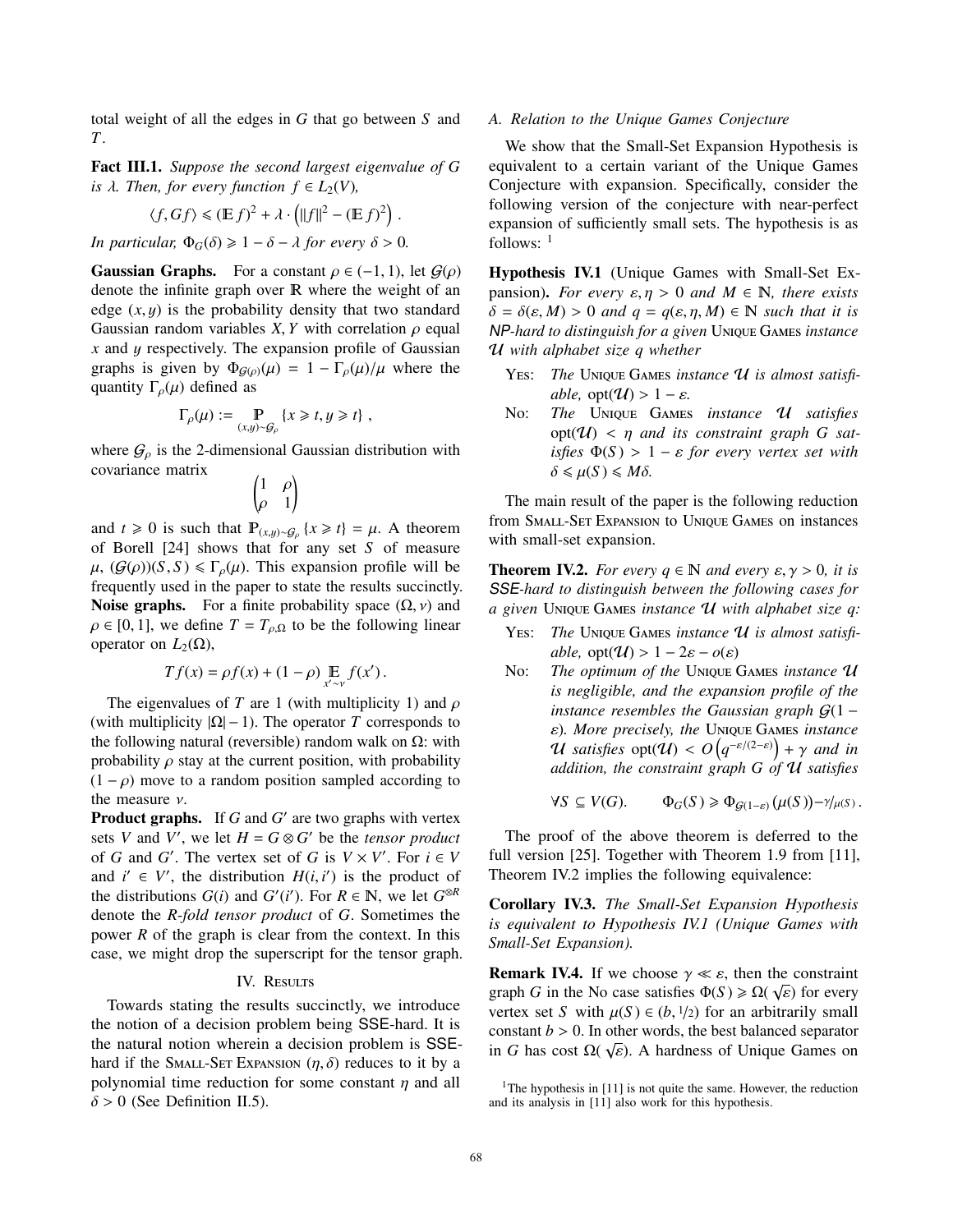total weight of all the edges in $G$ that go between $S$ and $T$.

**Fact III.1.** *Suppose the second largest eigenvalue of $G$ is $\lambda$. Then, for every function $f \in L_2(V)$,*

$$\langle f, Gf \rangle \leqslant (\mathbb{E} f)^2 + \lambda \cdot \left( \|f\|^2 - (\mathbb{E} f)^2 \right) .$$

*In particular, $\Phi_G(\delta) \geqslant 1 - \delta - \lambda$ for every $\delta > 0$.*

**Gaussian Graphs.** For a constant $\rho \in (-1, 1)$, let $\mathcal{G}(\rho)$ denote the infinite graph over $\mathbb{R}$ where the weight of an edge $(x, y)$ is the probability density that two standard Gaussian random variables $X, Y$ with correlation $\rho$ equal $x$ and $y$ respectively. The expansion profile of Gaussian graphs is given by $\Phi_{\mathcal{G}(\rho)}(\mu) = 1 - \Gamma_\rho(\mu)/\mu$ where the quantity $\Gamma_\rho(\mu)$ defined as

$$\Gamma_\rho(\mu) := \mathop{\mathbb{P}}_{(x,y)\sim\mathcal{G}_\rho} \{x \geqslant t, y \geqslant t\} ,$$

where $\mathcal{G}_\rho$ is the 2-dimensional Gaussian distribution with covariance matrix

$$\begin{pmatrix} 1 & \rho \\ \rho & 1 \end{pmatrix}$$

and $t \geqslant 0$ is such that $\mathbb{P}_{(x,y)\sim\mathcal{G}_\rho} \{x \geqslant t\} = \mu$. A theorem of Borell [24] shows that for any set $S$ of measure $\mu$, $(\mathcal{G}(\rho))(S, S) \leqslant \Gamma_\rho(\mu)$. This expansion profile will be frequently used in the paper to state the results succinctly.

**Noise graphs.** For a finite probability space $(\Omega, \nu)$ and $\rho \in [0, 1]$, we define $T = T_{\rho,\Omega}$ to be the following linear operator on $L_2(\Omega)$,

$$Tf(x) = \rho f(x) + (1 - \rho) \mathop{\mathbb{E}}_{x'\sim\nu} f(x') .$$

The eigenvalues of $T$ are 1 (with multiplicity 1) and $\rho$ (with multiplicity $|\Omega| - 1$). The operator $T$ corresponds to the following natural (reversible) random walk on $\Omega$: with probability $\rho$ stay at the current position, with probability $(1 - \rho)$ move to a random position sampled according to the measure $\nu$.

**Product graphs.** If $G$ and $G'$ are two graphs with vertex sets $V$ and $V'$, we let $H = G \otimes G'$ be the *tensor product* of $G$ and $G'$. The vertex set of $G$ is $V \times V'$. For $i \in V$ and $i' \in V'$, the distribution $H(i, i')$ is the product of the distributions $G(i)$ and $G'(i')$. For $R \in \mathbb{N}$, we let $G^{\otimes R}$ denote the *$R$-fold tensor product* of $G$. Sometimes the power $R$ of the graph is clear from the context. In this case, we might drop the superscript for the tensor graph.

## IV. Results

Towards stating the results succinctly, we introduce the notion of a decision problem being SSE-hard. It is the natural notion wherein a decision problem is SSE-hard if the Small-Set Expansion $(\eta, \delta)$ reduces to it by a polynomial time reduction for some constant $\eta$ and all $\delta > 0$ (See Definition II.5).

### A. Relation to the Unique Games Conjecture

We show that the Small-Set Expansion Hypothesis is equivalent to a certain variant of the Unique Games Conjecture with expansion. Specifically, consider the following version of the conjecture with near-perfect expansion of sufficiently small sets. The hypothesis is as follows: [1]

**Hypothesis IV.1** (Unique Games with Small-Set Expansion). *For every $\varepsilon, \eta > 0$ and $M \in \mathbb{N}$, there exists $\delta = \delta(\varepsilon, M) > 0$ and $q = q(\varepsilon, \eta, M) \in \mathbb{N}$ such that it is NP-hard to distinguish for a given* Unique Games *instance $\mathcal{U}$ with alphabet size $q$ whether*

- Yes: *The* Unique Games *instance $\mathcal{U}$ is almost satisfiable, $\text{opt}(\mathcal{U}) > 1 - \varepsilon$.*
- No: *The* Unique Games *instance $\mathcal{U}$ satisfies $\text{opt}(\mathcal{U}) < \eta$ and its constraint graph $G$ satisfies $\Phi(S) > 1 - \varepsilon$ for every vertex set with $\delta \leqslant \mu(S) \leqslant M\delta$.*

The main result of the paper is the following reduction from Small-Set Expansion to Unique Games on instances with small-set expansion.

**Theorem IV.2.** *For every $q \in \mathbb{N}$ and every $\varepsilon, \gamma > 0$, it is SSE-hard to distinguish between the following cases for a given* Unique Games *instance $\mathcal{U}$ with alphabet size $q$:*

- Yes: *The* Unique Games *instance $\mathcal{U}$ is almost satisfiable, $\text{opt}(\mathcal{U}) > 1 - 2\varepsilon - o(\varepsilon)$*
- No: *The optimum of the* Unique Games *instance $\mathcal{U}$ is negligible, and the expansion profile of the instance resembles the Gaussian graph $\mathcal{G}(1 - \varepsilon)$. More precisely, the* Unique Games *instance $\mathcal{U}$ satisfies $\text{opt}(\mathcal{U}) < O\left(q^{-\varepsilon/(2-\varepsilon)}\right) + \gamma$ and in addition, the constraint graph $G$ of $\mathcal{U}$ satisfies*

$$\forall S \subseteq V(G). \qquad \Phi_G(S) \geqslant \Phi_{\mathcal{G}(1-\varepsilon)}(\mu(S)) - \gamma/\mu(S) .$$

The proof of the above theorem is deferred to the full version [25]. Together with Theorem 1.9 from [11], Theorem IV.2 implies the following equivalence:

**Corollary IV.3.** *The Small-Set Expansion Hypothesis is equivalent to Hypothesis IV.1 (Unique Games with Small-Set Expansion).*

**Remark IV.4.** If we choose $\gamma \ll \varepsilon$, then the constraint graph $G$ in the No case satisfies $\Phi(S) \geqslant \Omega(\sqrt{\varepsilon})$ for every vertex set $S$ with $\mu(S) \in (b, 1/2)$ for an arbitrarily small constant $b > 0$. In other words, the best balanced separator in $G$ has cost $\Omega(\sqrt{\varepsilon})$. A hardness of Unique Games on

[1] The hypothesis in [11] is not quite the same. However, the reduction and its analysis in [11] also work for this hypothesis.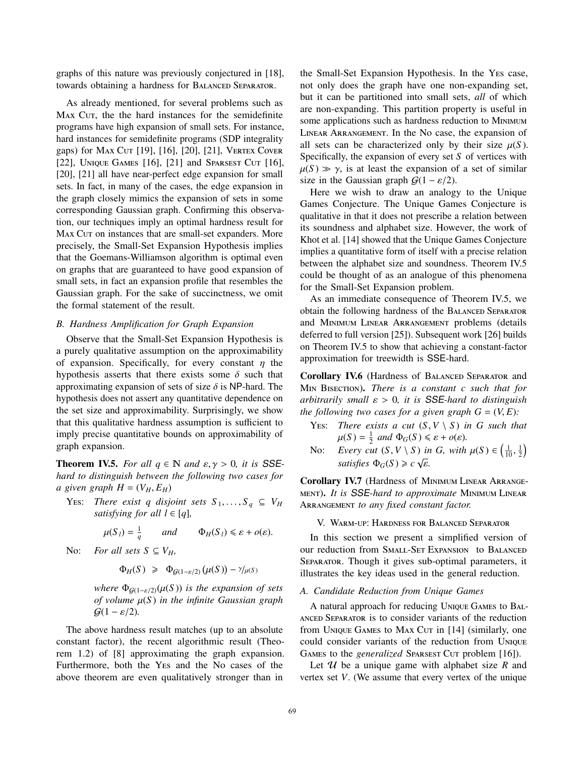graphs of this nature was previously conjectured in [18], towards obtaining a hardness for Balanced Separator.

As already mentioned, for several problems such as Max Cut, the the hard instances for the semidefinite programs have high expansion of small sets. For instance, hard instances for semidefinite programs (SDP integrality gaps) for Max Cut [19], [16], [20], [21], Vertex Cover [22], Unique Games [16], [21] and Sparsest Cut [16], [20], [21] all have near-perfect edge expansion for small sets. In fact, in many of the cases, the edge expansion in the graph closely mimics the expansion of sets in some corresponding Gaussian graph. Confirming this observation, our techniques imply an optimal hardness result for Max Cut on instances that are small-set expanders. More precisely, the Small-Set Expansion Hypothesis implies that the Goemans-Williamson algorithm is optimal even on graphs that are guaranteed to have good expansion of small sets, in fact an expansion profile that resembles the Gaussian graph. For the sake of succinctness, we omit the formal statement of the result.

### B. Hardness Amplification for Graph Expansion

Observe that the Small-Set Expansion Hypothesis is a purely qualitative assumption on the approximability of expansion. Specifically, for every constant $\eta$ the hypothesis asserts that there exists some $\delta$ such that approximating expansion of sets of size $\delta$ is NP-hard. The hypothesis does not assert any quantitative dependence on the set size and approximability. Surprisingly, we show that this qualitative hardness assumption is sufficient to imply precise quantitative bounds on approximability of graph expansion.

**Theorem IV.5.** *For all $q \in \mathbb{N}$ and $\varepsilon, \gamma > 0$, it is SSE-hard to distinguish between the following two cases for a given graph $H = (V_H, E_H)$*

Yes: *There exist $q$ disjoint sets $S_1, \ldots, S_q \subseteq V_H$ satisfying for all $l \in [q]$,*

$$\mu(S_l) = \tfrac{1}{q} \qquad \text{and} \qquad \Phi_H(S_l) \leqslant \varepsilon + o(\varepsilon).$$

No: *For all sets $S \subseteq V_H$,*

$$\Phi_H(S) \;\geqslant\; \Phi_{\mathcal{G}(1-\varepsilon/2)}\left(\mu(S)\right) - \gamma/\mu(S)$$

*where $\Phi_{\mathcal{G}(1-\varepsilon/2)}(\mu(S))$ is the expansion of sets of volume $\mu(S)$ in the infinite Gaussian graph $\mathcal{G}(1-\varepsilon/2)$.*

The above hardness result matches (up to an absolute constant factor), the recent algorithmic result (Theorem 1.2) of [8] approximating the graph expansion. Furthermore, both the Yes and the No cases of the above theorem are even qualitatively stronger than in the Small-Set Expansion Hypothesis. In the Yes case, not only does the graph have one non-expanding set, but it can be partitioned into small sets, *all* of which are non-expanding. This partition property is useful in some applications such as hardness reduction to Minimum Linear Arrangement. In the No case, the expansion of all sets can be characterized only by their size $\mu(S)$. Specifically, the expansion of every set $S$ of vertices with $\mu(S) \gg \gamma$, is at least the expansion of a set of similar size in the Gaussian graph $\mathcal{G}(1-\varepsilon/2)$.

Here we wish to draw an analogy to the Unique Games Conjecture. The Unique Games Conjecture is qualitative in that it does not prescribe a relation between its soundness and alphabet size. However, the work of Khot et al. [14] showed that the Unique Games Conjecture implies a quantitative form of itself with a precise relation between the alphabet size and soundness. Theorem IV.5 could be thought of as an analogue of this phenomena for the Small-Set Expansion problem.

As an immediate consequence of Theorem IV.5, we obtain the following hardness of the Balanced Separator and Minimum Linear Arrangement problems (details deferred to full version [25]). Subsequent work [26] builds on Theorem IV.5 to show that achieving a constant-factor approximation for treewidth is SSE-hard.

**Corollary IV.6** (Hardness of Balanced Separator and Min Bisection)**.** *There is a constant $c$ such that for arbitrarily small $\varepsilon > 0$, it is SSE-hard to distinguish the following two cases for a given graph $G = (V, E)$:*

Yes: *There exists a cut $(S, V \setminus S)$ in $G$ such that $\mu(S) = \frac{1}{2}$ and $\Phi_G(S) \leqslant \varepsilon + o(\varepsilon)$.*

No: *Every cut $(S, V \setminus S)$ in $G$, with $\mu(S) \in \left(\frac{1}{10}, \frac{1}{2}\right)$ satisfies $\Phi_G(S) \geqslant c\sqrt{\varepsilon}$.*

**Corollary IV.7** (Hardness of Minimum Linear Arrangement)**.** *It is SSE-hard to approximate Minimum Linear Arrangement to any fixed constant factor.*

## V. Warm-up: Hardness for Balanced Separator

In this section we present a simplified version of our reduction from Small-Set Expansion to Balanced Separator. Though it gives sub-optimal parameters, it illustrates the key ideas used in the general reduction.

### A. Candidate Reduction from Unique Games

A natural approach for reducing Unique Games to Balanced Separator is to consider variants of the reduction from Unique Games to Max Cut in [14] (similarly, one could consider variants of the reduction from Unique Games to the *generalized* Sparsest Cut problem [16]).

Let $\mathcal{U}$ be a unique game with alphabet size $R$ and vertex set $V$. (We assume that every vertex of the unique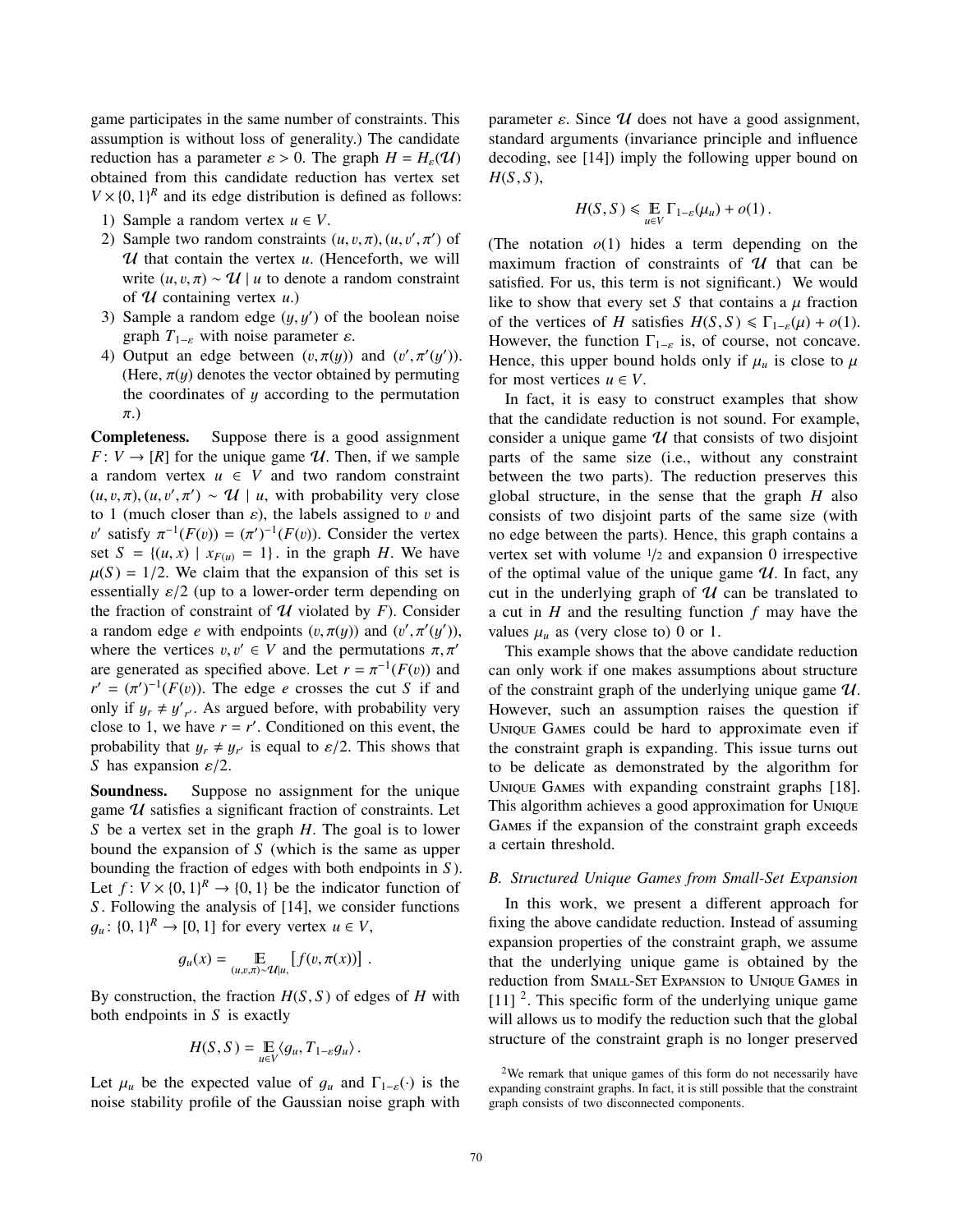game participates in the same number of constraints. This assumption is without loss of generality.) The candidate reduction has a parameter $\varepsilon > 0$. The graph $H = H_\varepsilon(\mathcal{U})$ obtained from this candidate reduction has vertex set $V \times \{0,1\}^R$ and its edge distribution is defined as follows:

1) Sample a random vertex $u \in V$.
2) Sample two random constraints $(u, v, \pi), (u, v', \pi')$ of $\mathcal{U}$ that contain the vertex $u$. (Henceforth, we will write $(u, v, \pi) \sim \mathcal{U} \mid u$ to denote a random constraint of $\mathcal{U}$ containing vertex $u$.)
3) Sample a random edge $(y, y')$ of the boolean noise graph $T_{1-\varepsilon}$ with noise parameter $\varepsilon$.
4) Output an edge between $(v, \pi(y))$ and $(v', \pi'(y'))$. (Here, $\pi(y)$ denotes the vector obtained by permuting the coordinates of $y$ according to the permutation $\pi$.)

**Completeness.** Suppose there is a good assignment $F \colon V \to [R]$ for the unique game $\mathcal{U}$. Then, if we sample a random vertex $u \in V$ and two random constraint $(u, v, \pi), (u, v', \pi') \sim \mathcal{U} \mid u$, with probability very close to 1 (much closer than $\varepsilon$), the labels assigned to $v$ and $v'$ satisfy $\pi^{-1}(F(v)) = (\pi')^{-1}(F(v))$. Consider the vertex set $S = \{(u, x) \mid x_{F(u)} = 1\}$. in the graph $H$. We have $\mu(S) = 1/2$. We claim that the expansion of this set is essentially $\varepsilon/2$ (up to a lower-order term depending on the fraction of constraint of $\mathcal{U}$ violated by $F$). Consider a random edge $e$ with endpoints $(v, \pi(y))$ and $(v', \pi'(y'))$, where the vertices $v, v' \in V$ and the permutations $\pi, \pi'$ are generated as specified above. Let $r = \pi^{-1}(F(v))$ and $r' = (\pi')^{-1}(F(v))$. The edge $e$ crosses the cut $S$ if and only if $y_r \neq y'_{r'}$. As argued before, with probability very close to 1, we have $r = r'$. Conditioned on this event, the probability that $y_r \neq y_{r'}$ is equal to $\varepsilon/2$. This shows that $S$ has expansion $\varepsilon/2$.

**Soundness.** Suppose no assignment for the unique game $\mathcal{U}$ satisfies a significant fraction of constraints. Let $S$ be a vertex set in the graph $H$. The goal is to lower bound the expansion of $S$ (which is the same as upper bounding the fraction of edges with both endpoints in $S$). Let $f \colon V \times \{0,1\}^R \to \{0,1\}$ be the indicator function of $S$. Following the analysis of [14], we consider functions $g_u \colon \{0,1\}^R \to [0,1]$ for every vertex $u \in V$,

$$g_u(x) = \mathop{\mathbb{E}}_{(u,v,\pi)\sim\mathcal{U}|u,} \left[ f(v, \pi(x)) \right] .$$

By construction, the fraction $H(S, S)$ of edges of $H$ with both endpoints in $S$ is exactly

$$H(S,S) = \mathop{\mathbb{E}}_{u \in V} \langle g_u, T_{1-\varepsilon} g_u \rangle .$$

Let $\mu_u$ be the expected value of $g_u$ and $\Gamma_{1-\varepsilon}(\cdot)$ is the noise stability profile of the Gaussian noise graph with parameter $\varepsilon$. Since $\mathcal{U}$ does not have a good assignment, standard arguments (invariance principle and influence decoding, see [14]) imply the following upper bound on $H(S, S)$,

$$H(S,S) \leqslant \mathop{\mathbb{E}}_{u \in V} \Gamma_{1-\varepsilon}(\mu_u) + o(1) .$$

(The notation $o(1)$ hides a term depending on the maximum fraction of constraints of $\mathcal{U}$ that can be satisfied. For us, this term is not significant.) We would like to show that every set $S$ that contains a $\mu$ fraction of the vertices of $H$ satisfies $H(S, S) \leqslant \Gamma_{1-\varepsilon}(\mu) + o(1)$. However, the function $\Gamma_{1-\varepsilon}$ is, of course, not concave. Hence, this upper bound holds only if $\mu_u$ is close to $\mu$ for most vertices $u \in V$.

In fact, it is easy to construct examples that show that the candidate reduction is not sound. For example, consider a unique game $\mathcal{U}$ that consists of two disjoint parts of the same size (i.e., without any constraint between the two parts). The reduction preserves this global structure, in the sense that the graph $H$ also consists of two disjoint parts of the same size (with no edge between the parts). Hence, this graph contains a vertex set with volume $1/2$ and expansion 0 irrespective of the optimal value of the unique game $\mathcal{U}$. In fact, any cut in the underlying graph of $\mathcal{U}$ can be translated to a cut in $H$ and the resulting function $f$ may have the values $\mu_u$ as (very close to) 0 or 1.

This example shows that the above candidate reduction can only work if one makes assumptions about structure of the constraint graph of the underlying unique game $\mathcal{U}$. However, such an assumption raises the question if Unique Games could be hard to approximate even if the constraint graph is expanding. This issue turns out to be delicate as demonstrated by the algorithm for Unique Games with expanding constraint graphs [18]. This algorithm achieves a good approximation for Unique Games if the expansion of the constraint graph exceeds a certain threshold.

### B. Structured Unique Games from Small-Set Expansion

In this work, we present a different approach for fixing the above candidate reduction. Instead of assuming expansion properties of the constraint graph, we assume that the underlying unique game is obtained by the reduction from Small-Set Expansion to Unique Games in [11] [2]. This specific form of the underlying unique game will allows us to modify the reduction such that the global structure of the constraint graph is no longer preserved

[2] We remark that unique games of this form do not necessarily have expanding constraint graphs. In fact, it is still possible that the constraint graph consists of two disconnected components.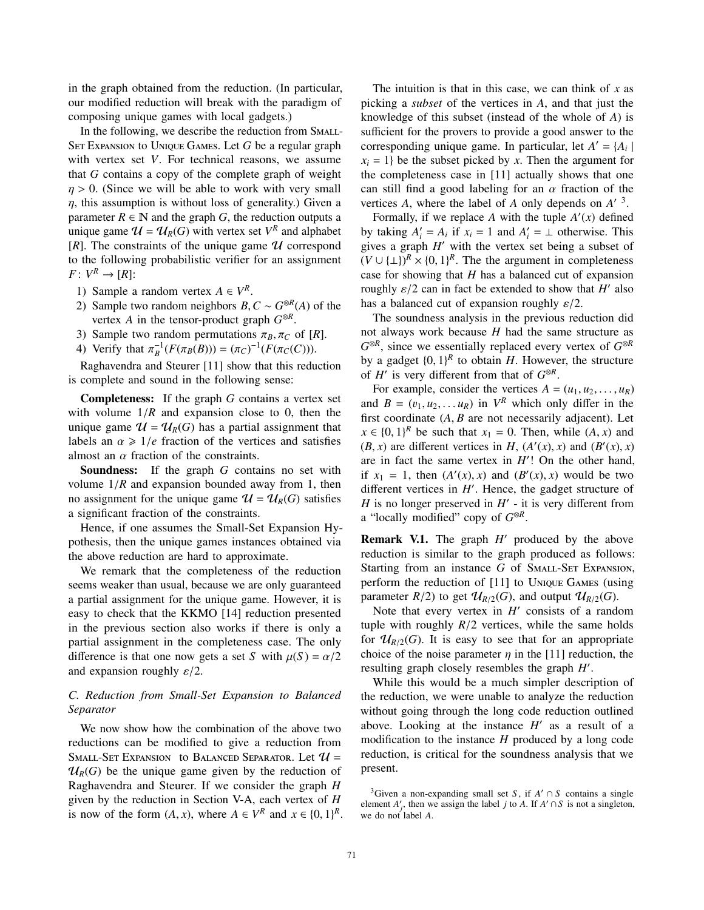in the graph obtained from the reduction. (In particular, our modified reduction will break with the paradigm of composing unique games with local gadgets.)

In the following, we describe the reduction from Small-Set Expansion to Unique Games. Let $G$ be a regular graph with vertex set $V$. For technical reasons, we assume that $G$ contains a copy of the complete graph of weight $\eta > 0$. (Since we will be able to work with very small $\eta$, this assumption is without loss of generality.) Given a parameter $R \in \mathbb{N}$ and the graph $G$, the reduction outputs a unique game $\mathcal{U} = \mathcal{U}_R(G)$ with vertex set $V^R$ and alphabet $[R]$. The constraints of the unique game $\mathcal{U}$ correspond to the following probabilistic verifier for an assignment $F\colon V^R \to [R]$:

1) Sample a random vertex $A \in V^R$.
2) Sample two random neighbors $B, C \sim G^{\otimes R}(A)$ of the vertex $A$ in the tensor-product graph $G^{\otimes R}$.
3) Sample two random permutations $\pi_B, \pi_C$ of $[R]$.
4) Verify that $\pi_B^{-1}(F(\pi_B(B))) = (\pi_C)^{-1}(F(\pi_C(C)))$.

Raghavendra and Steurer [11] show that this reduction is complete and sound in the following sense:

**Completeness:** If the graph $G$ contains a vertex set with volume $1/R$ and expansion close to 0, then the unique game $\mathcal{U} = \mathcal{U}_R(G)$ has a partial assignment that labels an $\alpha \geqslant 1/e$ fraction of the vertices and satisfies almost an $\alpha$ fraction of the constraints.

**Soundness:** If the graph $G$ contains no set with volume $1/R$ and expansion bounded away from 1, then no assignment for the unique game $\mathcal{U} = \mathcal{U}_R(G)$ satisfies a significant fraction of the constraints.

Hence, if one assumes the Small-Set Expansion Hypothesis, then the unique games instances obtained via the above reduction are hard to approximate.

We remark that the completeness of the reduction seems weaker than usual, because we are only guaranteed a partial assignment for the unique game. However, it is easy to check that the KKMO [14] reduction presented in the previous section also works if there is only a partial assignment in the completeness case. The only difference is that one now gets a set $S$ with $\mu(S) = \alpha/2$ and expansion roughly $\varepsilon/2$.

### C. Reduction from Small-Set Expansion to Balanced Separator

We now show how the combination of the above two reductions can be modified to give a reduction from Small-Set Expansion to Balanced Separator. Let $\mathcal{U} = \mathcal{U}_R(G)$ be the unique game given by the reduction of Raghavendra and Steurer. If we consider the graph $H$ given by the reduction in Section V-A, each vertex of $H$ is now of the form $(A, x)$, where $A \in V^R$ and $x \in \{0,1\}^R$.

The intuition is that in this case, we can think of $x$ as picking a *subset* of the vertices in $A$, and that just the knowledge of this subset (instead of the whole of $A$) is sufficient for the provers to provide a good answer to the corresponding unique game. In particular, let $A' = \{A_i \mid x_i = 1\}$ be the subset picked by $x$. Then the argument for the completeness case in [11] actually shows that one can still find a good labeling for an $\alpha$ fraction of the vertices $A$, where the label of $A$ only depends on $A'$ [3].

Formally, if we replace $A$ with the tuple $A'(x)$ defined by taking $A'_i = A_i$ if $x_i = 1$ and $A'_i = \perp$ otherwise. This gives a graph $H'$ with the vertex set being a subset of $(V \cup \{\perp\})^R \times \{0,1\}^R$. The the argument in completeness case for showing that $H$ has a balanced cut of expansion roughly $\varepsilon/2$ can in fact be extended to show that $H'$ also has a balanced cut of expansion roughly $\varepsilon/2$.

The soundness analysis in the previous reduction did not always work because $H$ had the same structure as $G^{\otimes R}$, since we essentially replaced every vertex of $G^{\otimes R}$ by a gadget $\{0,1\}^R$ to obtain $H$. However, the structure of $H'$ is very different from that of $G^{\otimes R}$.

For example, consider the vertices $A = (u_1, u_2, \ldots, u_R)$ and $B = (v_1, u_2, \ldots u_R)$ in $V^R$ which only differ in the first coordinate ($A, B$ are not necessarily adjacent). Let $x \in \{0,1\}^R$ be such that $x_1 = 0$. Then, while $(A, x)$ and $(B, x)$ are different vertices in $H$, $(A'(x), x)$ and $(B'(x), x)$ are in fact the same vertex in $H'$! On the other hand, if $x_1 = 1$, then $(A'(x), x)$ and $(B'(x), x)$ would be two different vertices in $H'$. Hence, the gadget structure of $H$ is no longer preserved in $H'$ - it is very different from a "locally modified" copy of $G^{\otimes R}$.

**Remark V.1.** The graph $H'$ produced by the above reduction is similar to the graph produced as follows: Starting from an instance $G$ of Small-Set Expansion, perform the reduction of [11] to Unique Games (using parameter $R/2$) to get $\mathcal{U}_{R/2}(G)$, and output $\mathcal{U}_{R/2}(G)$.

Note that every vertex in $H'$ consists of a random tuple with roughly $R/2$ vertices, while the same holds for $\mathcal{U}_{R/2}(G)$. It is easy to see that for an appropriate choice of the noise parameter $\eta$ in the [11] reduction, the resulting graph closely resembles the graph $H'$.

While this would be a much simpler description of the reduction, we were unable to analyze the reduction without going through the long code reduction outlined above. Looking at the instance $H'$ as a result of a modification to the instance $H$ produced by a long code reduction, is critical for the soundness analysis that we present.

[3] Given a non-expanding small set $S$, if $A' \cap S$ contains a single element $A'_j$, then we assign the label $j$ to $A$. If $A' \cap S$ is not a singleton, we do not label $A$.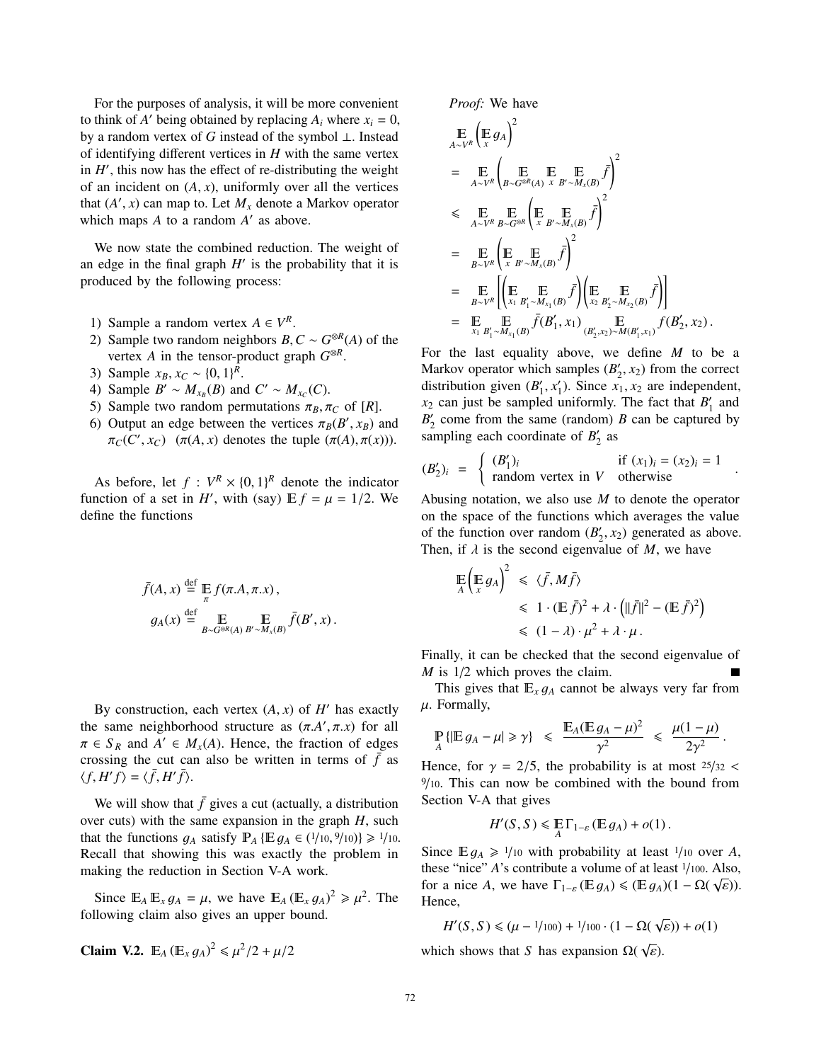For the purposes of analysis, it will be more convenient to think of $A'$ being obtained by replacing $A_i$ where $x_i = 0$, by a random vertex of $G$ instead of the symbol $\perp$. Instead of identifying different vertices in $H$ with the same vertex in $H'$, this now has the effect of re-distributing the weight of an incident on $(A, x)$, uniformly over all the vertices that $(A', x)$ can map to. Let $M_x$ denote a Markov operator which maps $A$ to a random $A'$ as above.

We now state the combined reduction. The weight of an edge in the final graph $H'$ is the probability that it is produced by the following process:

1) Sample a random vertex $A \in V^R$.
2) Sample two random neighbors $B, C \sim G^{\otimes R}(A)$ of the vertex $A$ in the tensor-product graph $G^{\otimes R}$.
3) Sample $x_B, x_C \sim \{0,1\}^R$.
4) Sample $B' \sim M_{x_B}(B)$ and $C' \sim M_{x_C}(C)$.
5) Sample two random permutations $\pi_B, \pi_C$ of $[R]$.
6) Output an edge between the vertices $\pi_B(B', x_B)$ and $\pi_C(C', x_C)$ ($\pi(A, x)$ denotes the tuple $(\pi(A), \pi(x))$).

As before, let $f : V^R \times \{0,1\}^R$ denote the indicator function of a set in $H'$, with (say) $\mathbb{E} f = \mu = 1/2$. We define the functions

$$\bar{f}(A, x) \stackrel{\text{def}}{=} \mathop{\mathbb{E}}_{\pi} f(\pi.A, \pi.x)\,,$$
$$g_A(x) \stackrel{\text{def}}{=} \mathop{\mathbb{E}}_{B \sim G^{\otimes R}(A)} \mathop{\mathbb{E}}_{B' \sim M_x(B)} \bar{f}(B', x)\,.$$

By construction, each vertex $(A, x)$ of $H'$ has exactly the same neighborhood structure as $(\pi.A', \pi.x)$ for all $\pi \in S_R$ and $A' \in M_x(A)$. Hence, the fraction of edges crossing the cut can also be written in terms of $\bar{f}$ as $\langle f, H' f\rangle = \langle \bar{f}, H' \bar{f}\rangle$.

We will show that $\bar{f}$ gives a cut (actually, a distribution over cuts) with the same expansion in the graph $H$, such that the functions $g_A$ satisfy $\mathbb{P}_A\{\mathbb{E}\, g_A \in (1/10, 9/10)\} \geqslant 1/10$. Recall that showing this was exactly the problem in making the reduction in Section V-A work.

Since $\mathbb{E}_A \mathbb{E}_x g_A = \mu$, we have $\mathbb{E}_A (\mathbb{E}_x g_A)^2 \geqslant \mu^2$. The following claim also gives an upper bound.

**Claim V.2.** $\mathbb{E}_A (\mathbb{E}_x g_A)^2 \leqslant \mu^2/2 + \mu/2$

*Proof:* We have

$$\begin{aligned}
&\mathop{\mathbb{E}}_{A \sim V^R} \left(\mathop{\mathbb{E}}_{x} g_A\right)^2 \\
&= \mathop{\mathbb{E}}_{A \sim V^R} \left(\mathop{\mathbb{E}}_{B \sim G^{\otimes R}(A)} \mathop{\mathbb{E}}_{x} \mathop{\mathbb{E}}_{B' \sim M_x(B)} \bar{f}\right)^2 \\
&\leqslant \mathop{\mathbb{E}}_{A \sim V^R} \mathop{\mathbb{E}}_{B \sim G^{\otimes R}} \left(\mathop{\mathbb{E}}_{x} \mathop{\mathbb{E}}_{B' \sim M_x(B)} \bar{f}\right)^2 \\
&= \mathop{\mathbb{E}}_{B \sim V^R} \left(\mathop{\mathbb{E}}_{x} \mathop{\mathbb{E}}_{B' \sim M_x(B)} \bar{f}\right)^2 \\
&= \mathop{\mathbb{E}}_{B \sim V^R} \left[\left(\mathop{\mathbb{E}}_{x_1} \mathop{\mathbb{E}}_{B'_1 \sim M_{x_1}(B)} \bar{f}\right)\left(\mathop{\mathbb{E}}_{x_2} \mathop{\mathbb{E}}_{B'_2 \sim M_{x_2}(B)} \bar{f}\right)\right] \\
&= \mathop{\mathbb{E}}_{x_1} \mathop{\mathbb{E}}_{B'_1 \sim M_{x_1}(B)} \bar{f}(B'_1, x_1) \mathop{\mathbb{E}}_{(B'_2, x_2) \sim M(B'_1, x_1)} f(B'_2, x_2)\,.
\end{aligned}$$

For the last equality above, we define $M$ to be a Markov operator which samples $(B'_2, x_2)$ from the correct distribution given $(B'_1, x'_1)$. Since $x_1, x_2$ are independent, $x_2$ can just be sampled uniformly. The fact that $B'_1$ and $B'_2$ come from the same (random) $B$ can be captured by sampling each coordinate of $B'_2$ as

$$(B'_2)_i = \begin{cases} (B'_1)_i & \text{if } (x_1)_i = (x_2)_i = 1 \\ \text{random vertex in } V & \text{otherwise} \end{cases}.$$

Abusing notation, we also use $M$ to denote the operator on the space of the functions which averages the value of the function over random $(B'_2, x_2)$ generated as above. Then, if $\lambda$ is the second eigenvalue of $M$, we have

$$\begin{aligned}
\mathop{\mathbb{E}}_{A}\left(\mathop{\mathbb{E}}_{x} g_A\right)^2 &\leqslant \langle \bar{f}, M\bar{f}\rangle \\
&\leqslant 1 \cdot (\mathbb{E}\,\bar{f})^2 + \lambda \cdot \left(\|\bar{f}\|^2 - (\mathbb{E}\,\bar{f})^2\right) \\
&\leqslant (1 - \lambda) \cdot \mu^2 + \lambda \cdot \mu\,.
\end{aligned}$$

Finally, it can be checked that the second eigenvalue of $M$ is $1/2$ which proves the claim. ∎

This gives that $\mathbb{E}_x g_A$ cannot be always very far from $\mu$. Formally,

$$\mathop{\mathbb{P}}_{A}\{|\mathbb{E}\, g_A - \mu| \geqslant \gamma\} \leqslant \frac{\mathbb{E}_A(\mathbb{E}\, g_A - \mu)^2}{\gamma^2} \leqslant \frac{\mu(1-\mu)}{2\gamma^2}\,.$$

Hence, for $\gamma = 2/5$, the probability is at most $25/32 < 9/10$. This can now be combined with the bound from Section V-A that gives

$$H'(S, S) \leqslant \mathop{\mathbb{E}}_{A} \Gamma_{1-\varepsilon}(\mathbb{E}\, g_A) + o(1)\,.$$

Since $\mathbb{E}\, g_A \geqslant 1/10$ with probability at least $1/10$ over $A$, these "nice" $A$'s contribute a volume of at least $1/100$. Also, for a nice $A$, we have $\Gamma_{1-\varepsilon}(\mathbb{E}\, g_A) \leqslant (\mathbb{E}\, g_A)(1 - \Omega(\sqrt{\varepsilon}))$. Hence,

$$H'(S, S) \leqslant (\mu - 1/100) + 1/100 \cdot (1 - \Omega(\sqrt{\varepsilon})) + o(1)$$

which shows that $S$ has expansion $\Omega(\sqrt{\varepsilon})$.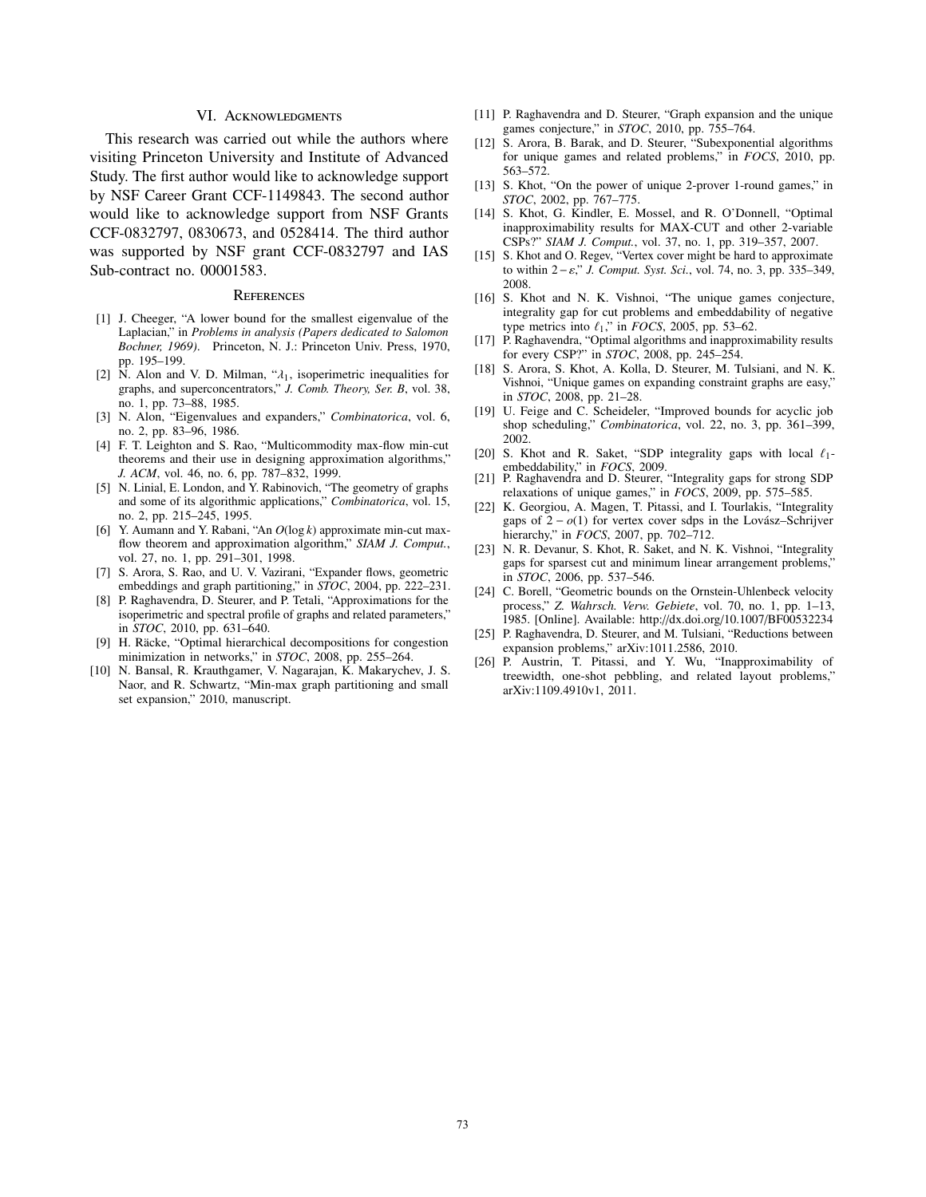## VI. Acknowledgments

This research was carried out while the authors where visiting Princeton University and Institute of Advanced Study. The first author would like to acknowledge support by NSF Career Grant CCF-1149843. The second author would like to acknowledge support from NSF Grants CCF-0832797, 0830673, and 0528414. The third author was supported by NSF grant CCF-0832797 and IAS Sub-contract no. 00001583.

## References

[1] J. Cheeger, "A lower bound for the smallest eigenvalue of the Laplacian," in *Problems in analysis (Papers dedicated to Salomon Bochner, 1969)*. Princeton, N. J.: Princeton Univ. Press, 1970, pp. 195–199.

[2] N. Alon and V. D. Milman, "$\lambda_1$, isoperimetric inequalities for graphs, and superconcentrators," *J. Comb. Theory, Ser. B*, vol. 38, no. 1, pp. 73–88, 1985.

[3] N. Alon, "Eigenvalues and expanders," *Combinatorica*, vol. 6, no. 2, pp. 83–96, 1986.

[4] F. T. Leighton and S. Rao, "Multicommodity max-flow min-cut theorems and their use in designing approximation algorithms," *J. ACM*, vol. 46, no. 6, pp. 787–832, 1999.

[5] N. Linial, E. London, and Y. Rabinovich, "The geometry of graphs and some of its algorithmic applications," *Combinatorica*, vol. 15, no. 2, pp. 215–245, 1995.

[6] Y. Aumann and Y. Rabani, "An $O(\log k)$ approximate min-cut max-flow theorem and approximation algorithm," *SIAM J. Comput.*, vol. 27, no. 1, pp. 291–301, 1998.

[7] S. Arora, S. Rao, and U. V. Vazirani, "Expander flows, geometric embeddings and graph partitioning," in *STOC*, 2004, pp. 222–231.

[8] P. Raghavendra, D. Steurer, and P. Tetali, "Approximations for the isoperimetric and spectral profile of graphs and related parameters," in *STOC*, 2010, pp. 631–640.

[9] H. Räcke, "Optimal hierarchical decompositions for congestion minimization in networks," in *STOC*, 2008, pp. 255–264.

[10] N. Bansal, R. Krauthgamer, V. Nagarajan, K. Makarychev, J. S. Naor, and R. Schwartz, "Min-max graph partitioning and small set expansion," 2010, manuscript.

[11] P. Raghavendra and D. Steurer, "Graph expansion and the unique games conjecture," in *STOC*, 2010, pp. 755–764.

[12] S. Arora, B. Barak, and D. Steurer, "Subexponential algorithms for unique games and related problems," in *FOCS*, 2010, pp. 563–572.

[13] S. Khot, "On the power of unique 2-prover 1-round games," in *STOC*, 2002, pp. 767–775.

[14] S. Khot, G. Kindler, E. Mossel, and R. O'Donnell, "Optimal inapproximability results for MAX-CUT and other 2-variable CSPs?" *SIAM J. Comput.*, vol. 37, no. 1, pp. 319–357, 2007.

[15] S. Khot and O. Regev, "Vertex cover might be hard to approximate to within $2-\varepsilon$," *J. Comput. Syst. Sci.*, vol. 74, no. 3, pp. 335–349, 2008.

[16] S. Khot and N. K. Vishnoi, "The unique games conjecture, integrality gap for cut problems and embeddability of negative type metrics into $\ell_1$," in *FOCS*, 2005, pp. 53–62.

[17] P. Raghavendra, "Optimal algorithms and inapproximability results for every CSP?" in *STOC*, 2008, pp. 245–254.

[18] S. Arora, S. Khot, A. Kolla, D. Steurer, M. Tulsiani, and N. K. Vishnoi, "Unique games on expanding constraint graphs are easy," in *STOC*, 2008, pp. 21–28.

[19] U. Feige and C. Scheideler, "Improved bounds for acyclic job shop scheduling," *Combinatorica*, vol. 22, no. 3, pp. 361–399, 2002.

[20] S. Khot and R. Saket, "SDP integrality gaps with local $\ell_1$-embeddability," in *FOCS*, 2009.

[21] P. Raghavendra and D. Steurer, "Integrality gaps for strong SDP relaxations of unique games," in *FOCS*, 2009, pp. 575–585.

[22] K. Georgiou, A. Magen, T. Pitassi, and I. Tourlakis, "Integrality gaps of $2-o(1)$ for vertex cover sdps in the Lovász–Schrijver hierarchy," in *FOCS*, 2007, pp. 702–712.

[23] N. R. Devanur, S. Khot, R. Saket, and N. K. Vishnoi, "Integrality gaps for sparsest cut and minimum linear arrangement problems," in *STOC*, 2006, pp. 537–546.

[24] C. Borell, "Geometric bounds on the Ornstein-Uhlenbeck velocity process," *Z. Wahrsch. Verw. Gebiete*, vol. 70, no. 1, pp. 1–13, 1985. [Online]. Available: http://dx.doi.org/10.1007/BF00532234

[25] P. Raghavendra, D. Steurer, and M. Tulsiani, "Reductions between expansion problems," arXiv:1011.2586, 2010.

[26] P. Austrin, T. Pitassi, and Y. Wu, "Inapproximability of treewidth, one-shot pebbling, and related layout problems," arXiv:1109.4910v1, 2011.